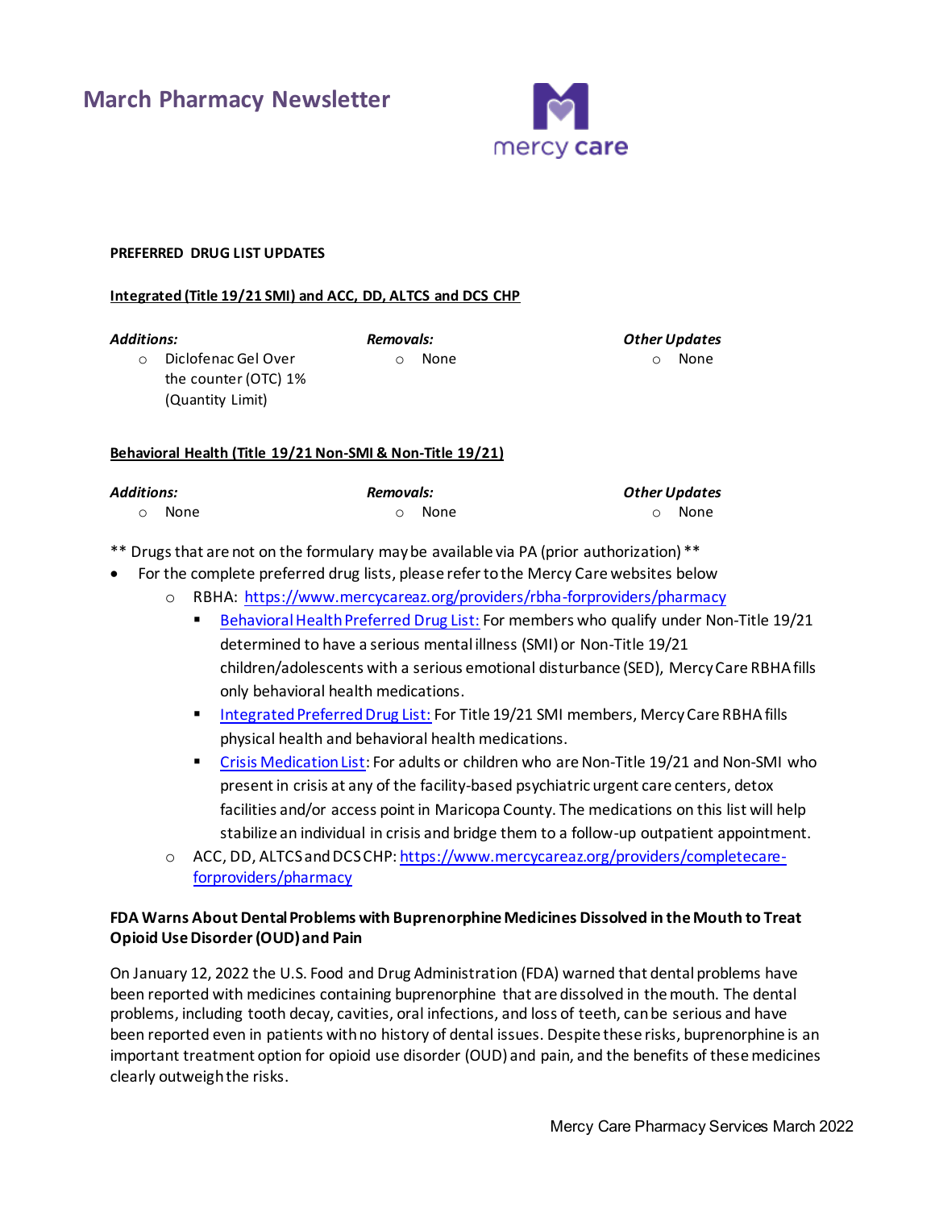# March Pharmacy Newsletter

**PREFERRED DRUG LIST UPDATES**

**Integrated (Title 19/21 SMI) and ACC, DD, ALTCS and DCS CHP**

| ***Additions:*** | ***Removals:*** | ***Other Updates*** |
|---|---|---|
| ○ Diclofenac Gel Over the counter (OTC) 1% (Quantity Limit) | ○ None | ○ None |

**Behavioral Health (Title 19/21 Non-SMI & Non-Title 19/21)**

| ***Additions:*** | ***Removals:*** | ***Other Updates*** |
|---|---|---|
| ○ None | ○ None | ○ None |

** Drugs that are not on the formulary may be available via PA (prior authorization) **

- For the complete preferred drug lists, please refer to the Mercy Care websites below
  - RBHA: https://www.mercycareaz.org/providers/rbha-forproviders/pharmacy
    - Behavioral Health Preferred Drug List: For members who qualify under Non-Title 19/21 determined to have a serious mental illness (SMI) or Non-Title 19/21 children/adolescents with a serious emotional disturbance (SED), Mercy Care RBHA fills only behavioral health medications.
    - Integrated Preferred Drug List: For Title 19/21 SMI members, Mercy Care RBHA fills physical health and behavioral health medications.
    - Crisis Medication List: For adults or children who are Non-Title 19/21 and Non-SMI who present in crisis at any of the facility-based psychiatric urgent care centers, detox facilities and/or access point in Maricopa County. The medications on this list will help stabilize an individual in crisis and bridge them to a follow-up outpatient appointment.
  - ACC, DD, ALTCS and DCS CHP: https://www.mercycareaz.org/providers/completecare-forproviders/pharmacy

**FDA Warns About Dental Problems with Buprenorphine Medicines Dissolved in the Mouth to Treat Opioid Use Disorder (OUD) and Pain**

On January 12, 2022 the U.S. Food and Drug Administration (FDA) warned that dental problems have been reported with medicines containing buprenorphine that are dissolved in the mouth. The dental problems, including tooth decay, cavities, oral infections, and loss of teeth, can be serious and have been reported even in patients with no history of dental issues. Despite these risks, buprenorphine is an important treatment option for opioid use disorder (OUD) and pain, and the benefits of these medicines clearly outweigh the risks.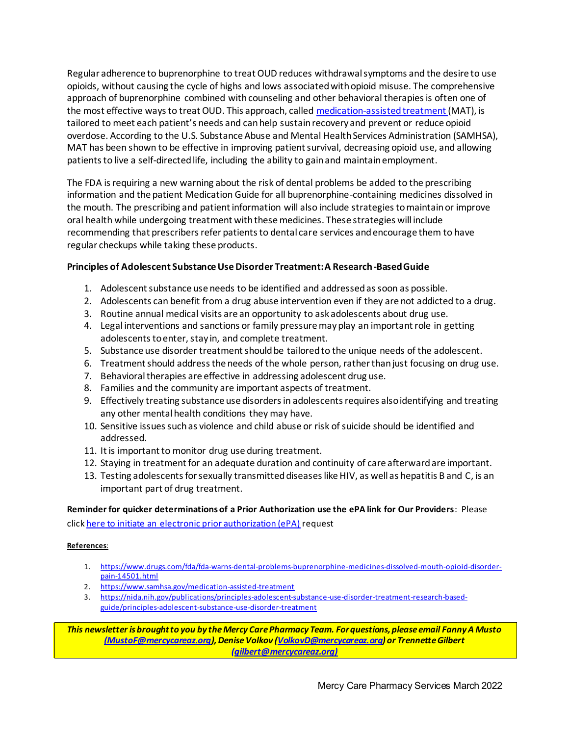Regular adherence to buprenorphine to treat OUD reduces withdrawal symptoms and the desire to use opioids, without causing the cycle of highs and lows associated with opioid misuse. The comprehensive approach of buprenorphine combined with counseling and other behavioral therapies is often one of the most effective ways to treat OUD. This approach, called [medication-assisted treatment](https://www.samhsa.gov/medication-assisted-treatment) (MAT), is tailored to meet each patient's needs and can help sustain recovery and prevent or reduce opioid overdose. According to the U.S. Substance Abuse and Mental Health Services Administration (SAMHSA), MAT has been shown to be effective in improving patient survival, decreasing opioid use, and allowing patients to live a self-directed life, including the ability to gain and maintain employment.

The FDA is requiring a new warning about the risk of dental problems be added to the prescribing information and the patient Medication Guide for all buprenorphine-containing medicines dissolved in the mouth. The prescribing and patient information will also include strategies to maintain or improve oral health while undergoing treatment with these medicines. These strategies will include recommending that prescribers refer patients to dental care services and encourage them to have regular checkups while taking these products.

**Principles of Adolescent Substance Use Disorder Treatment: A Research-Based Guide**

1. Adolescent substance use needs to be identified and addressed as soon as possible.
2. Adolescents can benefit from a drug abuse intervention even if they are not addicted to a drug.
3. Routine annual medical visits are an opportunity to ask adolescents about drug use.
4. Legal interventions and sanctions or family pressure may play an important role in getting adolescents to enter, stay in, and complete treatment.
5. Substance use disorder treatment should be tailored to the unique needs of the adolescent.
6. Treatment should address the needs of the whole person, rather than just focusing on drug use.
7. Behavioral therapies are effective in addressing adolescent drug use.
8. Families and the community are important aspects of treatment.
9. Effectively treating substance use disorders in adolescents requires also identifying and treating any other mental health conditions they may have.
10. Sensitive issues such as violence and child abuse or risk of suicide should be identified and addressed.
11. It is important to monitor drug use during treatment.
12. Staying in treatment for an adequate duration and continuity of care afterward are important.
13. Testing adolescents for sexually transmitted diseases like HIV, as well as hepatitis B and C, is an important part of drug treatment.

**Reminder for quicker determinations of a Prior Authorization use the ePA link for Our Providers**: Please click here to initiate an electronic prior authorization (ePA) request

**References**:

1. https://www.drugs.com/fda/fda-warns-dental-problems-buprenorphine-medicines-dissolved-mouth-opioid-disorder-pain-14501.html
2. https://www.samhsa.gov/medication-assisted-treatment
3. https://nida.nih.gov/publications/principles-adolescent-substance-use-disorder-treatment-research-based-guide/principles-adolescent-substance-use-disorder-treatment

***This newsletter is brought to you by the Mercy Care Pharmacy Team. For questions, please email Fanny A Musto (MustoF@mercycareaz.org), Denise Volkov (VolkovD@mercycareaz.org) or Trennette Gilbert (gilbert@mercycareaz.org)***

Mercy Care Pharmacy Services March 2022